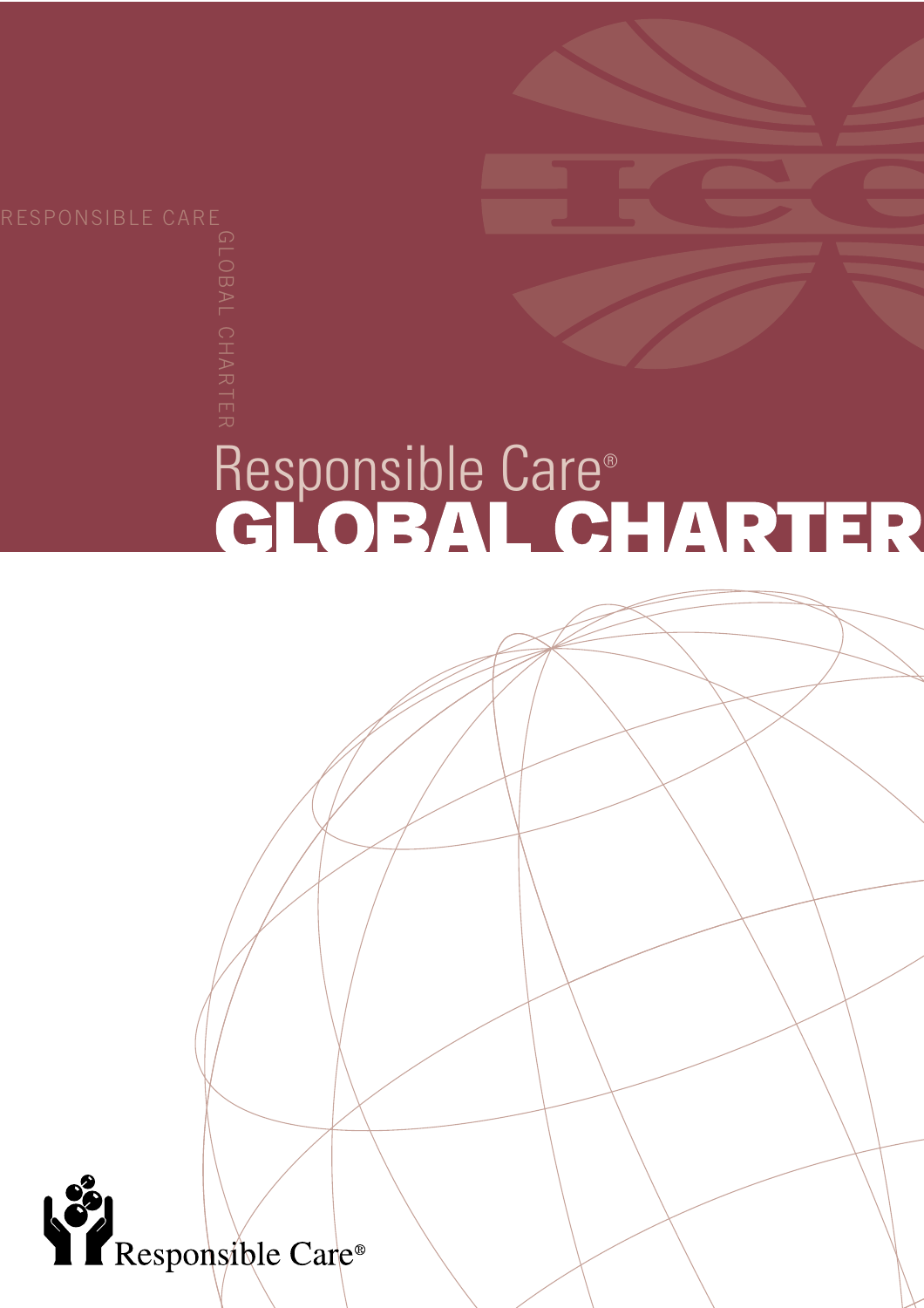RESPONSIBLE CARE

GLOBAL CHARTER

# Responsible Care®

# GLOBAL CHARTER

Responsible Care®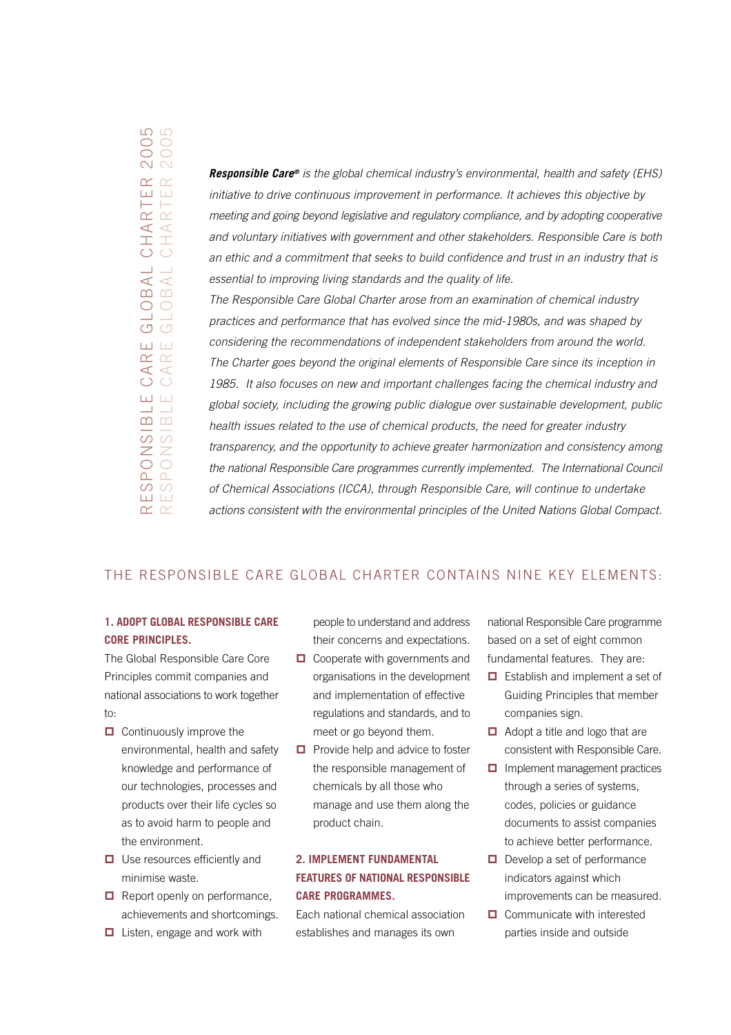*__Responsible Care®__ is the global chemical industry's environmental, health and safety (EHS) initiative to drive continuous improvement in performance. It achieves this objective by meeting and going beyond legislative and regulatory compliance, and by adopting cooperative and voluntary initiatives with government and other stakeholders. Responsible Care is both an ethic and a commitment that seeks to build confidence and trust in an industry that is essential to improving living standards and the quality of life.*

*The Responsible Care Global Charter arose from an examination of chemical industry practices and performance that has evolved since the mid-1980s, and was shaped by considering the recommendations of independent stakeholders from around the world. The Charter goes beyond the original elements of Responsible Care since its inception in 1985. It also focuses on new and important challenges facing the chemical industry and global society, including the growing public dialogue over sustainable development, public health issues related to the use of chemical products, the need for greater industry transparency, and the opportunity to achieve greater harmonization and consistency among the national Responsible Care programmes currently implemented. The International Council of Chemical Associations (ICCA), through Responsible Care, will continue to undertake actions consistent with the environmental principles of the United Nations Global Compact.*

## THE RESPONSIBLE CARE GLOBAL CHARTER CONTAINS NINE KEY ELEMENTS:

### 1. ADOPT GLOBAL RESPONSIBLE CARE CORE PRINCIPLES.

The Global Responsible Care Core Principles commit companies and national associations to work together to:

- Continuously improve the environmental, health and safety knowledge and performance of our technologies, processes and products over their life cycles so as to avoid harm to people and the environment.
- Use resources efficiently and minimise waste.
- Report openly on performance, achievements and shortcomings.
- Listen, engage and work with people to understand and address their concerns and expectations.
- Cooperate with governments and organisations in the development and implementation of effective regulations and standards, and to meet or go beyond them.
- Provide help and advice to foster the responsible management of chemicals by all those who manage and use them along the product chain.

### 2. IMPLEMENT FUNDAMENTAL FEATURES OF NATIONAL RESPONSIBLE CARE PROGRAMMES.

Each national chemical association establishes and manages its own national Responsible Care programme based on a set of eight common fundamental features. They are:

- Establish and implement a set of Guiding Principles that member companies sign.
- Adopt a title and logo that are consistent with Responsible Care.
- Implement management practices through a series of systems, codes, policies or guidance documents to assist companies to achieve better performance.
- Develop a set of performance indicators against which improvements can be measured.
- Communicate with interested parties inside and outside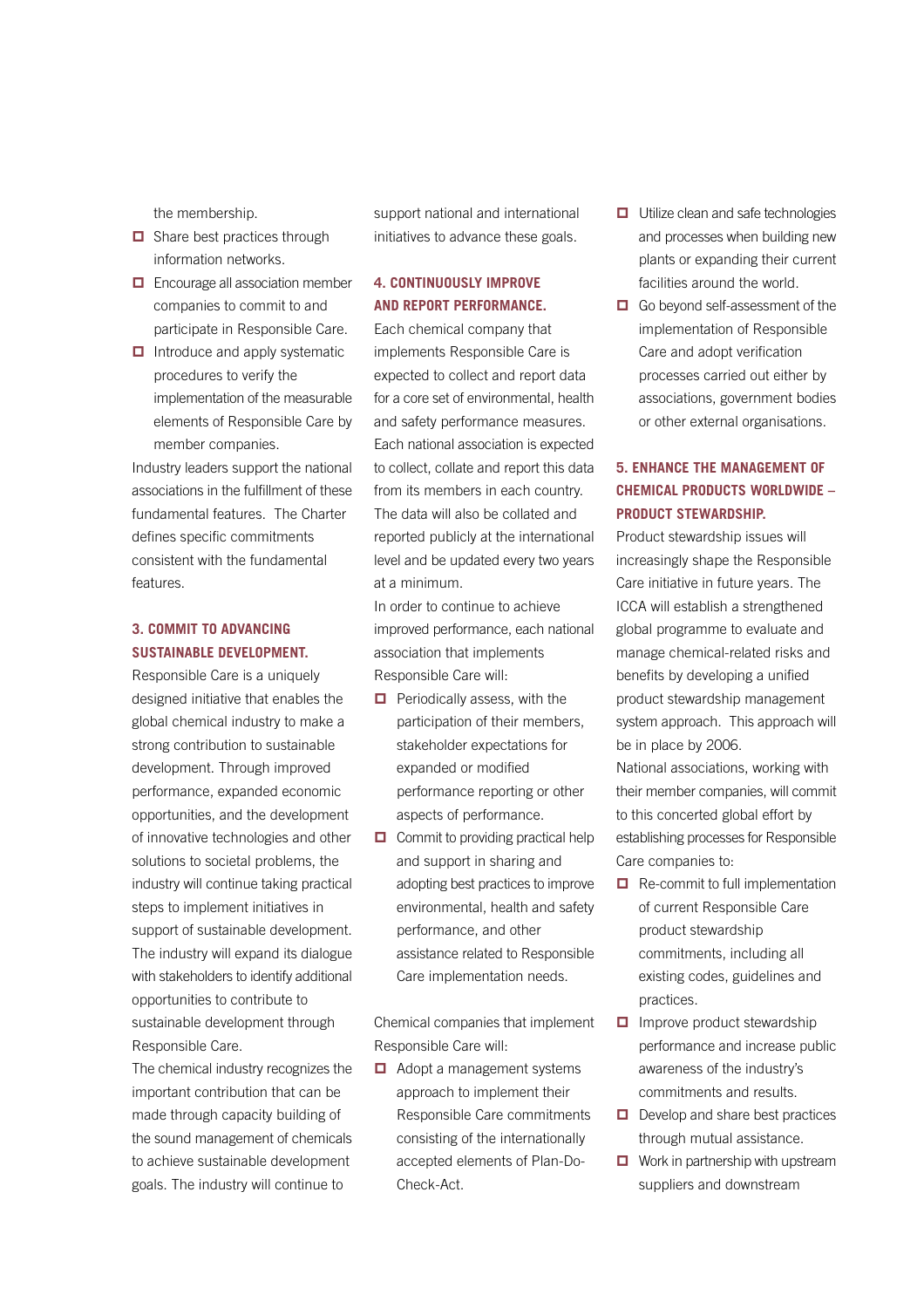the membership.

- Share best practices through information networks.
- Encourage all association member companies to commit to and participate in Responsible Care.
- Introduce and apply systematic procedures to verify the implementation of the measurable elements of Responsible Care by member companies.

Industry leaders support the national associations in the fulfillment of these fundamental features. The Charter defines specific commitments consistent with the fundamental features.

### 3. COMMIT TO ADVANCING SUSTAINABLE DEVELOPMENT.

Responsible Care is a uniquely designed initiative that enables the global chemical industry to make a strong contribution to sustainable development. Through improved performance, expanded economic opportunities, and the development of innovative technologies and other solutions to societal problems, the industry will continue taking practical steps to implement initiatives in support of sustainable development. The industry will expand its dialogue with stakeholders to identify additional opportunities to contribute to sustainable development through Responsible Care.

The chemical industry recognizes the important contribution that can be made through capacity building of the sound management of chemicals to achieve sustainable development goals. The industry will continue to support national and international initiatives to advance these goals.

### 4. CONTINUOUSLY IMPROVE AND REPORT PERFORMANCE.

Each chemical company that implements Responsible Care is expected to collect and report data for a core set of environmental, health and safety performance measures. Each national association is expected to collect, collate and report this data from its members in each country. The data will also be collated and reported publicly at the international level and be updated every two years at a minimum.

In order to continue to achieve improved performance, each national association that implements Responsible Care will:

- Periodically assess, with the participation of their members, stakeholder expectations for expanded or modified performance reporting or other aspects of performance.
- Commit to providing practical help and support in sharing and adopting best practices to improve environmental, health and safety performance, and other assistance related to Responsible Care implementation needs.

Chemical companies that implement Responsible Care will:

- Adopt a management systems approach to implement their Responsible Care commitments consisting of the internationally accepted elements of Plan-Do-Check-Act.
- Utilize clean and safe technologies and processes when building new plants or expanding their current facilities around the world.
- Go beyond self-assessment of the implementation of Responsible Care and adopt verification processes carried out either by associations, government bodies or other external organisations.

### 5. ENHANCE THE MANAGEMENT OF CHEMICAL PRODUCTS WORLDWIDE – PRODUCT STEWARDSHIP.

Product stewardship issues will increasingly shape the Responsible Care initiative in future years. The ICCA will establish a strengthened global programme to evaluate and manage chemical-related risks and benefits by developing a unified product stewardship management system approach. This approach will be in place by 2006.

National associations, working with their member companies, will commit to this concerted global effort by establishing processes for Responsible Care companies to:

- Re-commit to full implementation of current Responsible Care product stewardship commitments, including all existing codes, guidelines and practices.
- Improve product stewardship performance and increase public awareness of the industry's commitments and results.
- Develop and share best practices through mutual assistance.
- Work in partnership with upstream suppliers and downstream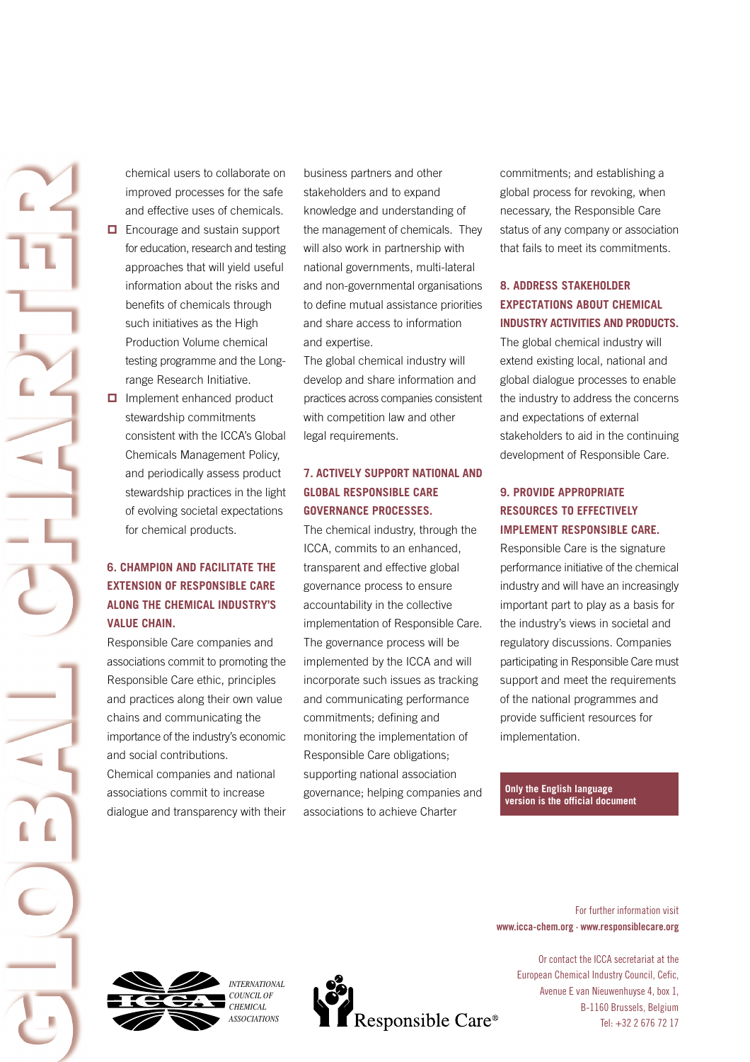chemical users to collaborate on improved processes for the safe and effective uses of chemicals.

- Encourage and sustain support for education, research and testing approaches that will yield useful information about the risks and benefits of chemicals through such initiatives as the High Production Volume chemical testing programme and the Long-range Research Initiative.
- Implement enhanced product stewardship commitments consistent with the ICCA's Global Chemicals Management Policy, and periodically assess product stewardship practices in the light of evolving societal expectations for chemical products.

### 6. CHAMPION AND FACILITATE THE EXTENSION OF RESPONSIBLE CARE ALONG THE CHEMICAL INDUSTRY'S VALUE CHAIN.

Responsible Care companies and associations commit to promoting the Responsible Care ethic, principles and practices along their own value chains and communicating the importance of the industry's economic and social contributions.

Chemical companies and national associations commit to increase dialogue and transparency with their business partners and other stakeholders and to expand knowledge and understanding of the management of chemicals. They will also work in partnership with national governments, multi-lateral and non-governmental organisations to define mutual assistance priorities and share access to information and expertise.

The global chemical industry will develop and share information and practices across companies consistent with competition law and other legal requirements.

### 7. ACTIVELY SUPPORT NATIONAL AND GLOBAL RESPONSIBLE CARE GOVERNANCE PROCESSES.

The chemical industry, through the ICCA, commits to an enhanced, transparent and effective global governance process to ensure accountability in the collective implementation of Responsible Care. The governance process will be implemented by the ICCA and will incorporate such issues as tracking and communicating performance commitments; defining and monitoring the implementation of Responsible Care obligations; supporting national association governance; helping companies and associations to achieve Charter commitments; and establishing a global process for revoking, when necessary, the Responsible Care status of any company or association that fails to meet its commitments.

### 8. ADDRESS STAKEHOLDER EXPECTATIONS ABOUT CHEMICAL INDUSTRY ACTIVITIES AND PRODUCTS.

The global chemical industry will extend existing local, national and global dialogue processes to enable the industry to address the concerns and expectations of external stakeholders to aid in the continuing development of Responsible Care.

### 9. PROVIDE APPROPRIATE RESOURCES TO EFFECTIVELY IMPLEMENT RESPONSIBLE CARE.

Responsible Care is the signature performance initiative of the chemical industry and will have an increasingly important part to play as a basis for the industry's views in societal and regulatory discussions. Companies participating in Responsible Care must support and meet the requirements of the national programmes and provide sufficient resources for implementation.

**Only the English language version is the official document**

For further information visit
**www.icca-chem.org · www.responsiblecare.org**

Or contact the ICCA secretariat at the
European Chemical Industry Council, Cefic,
Avenue E van Nieuwenhuyse 4, box 1,
B-1160 Brussels, Belgium
Tel: +32 2 676 72 17

*INTERNATIONAL COUNCIL OF CHEMICAL ASSOCIATIONS*

Responsible Care®